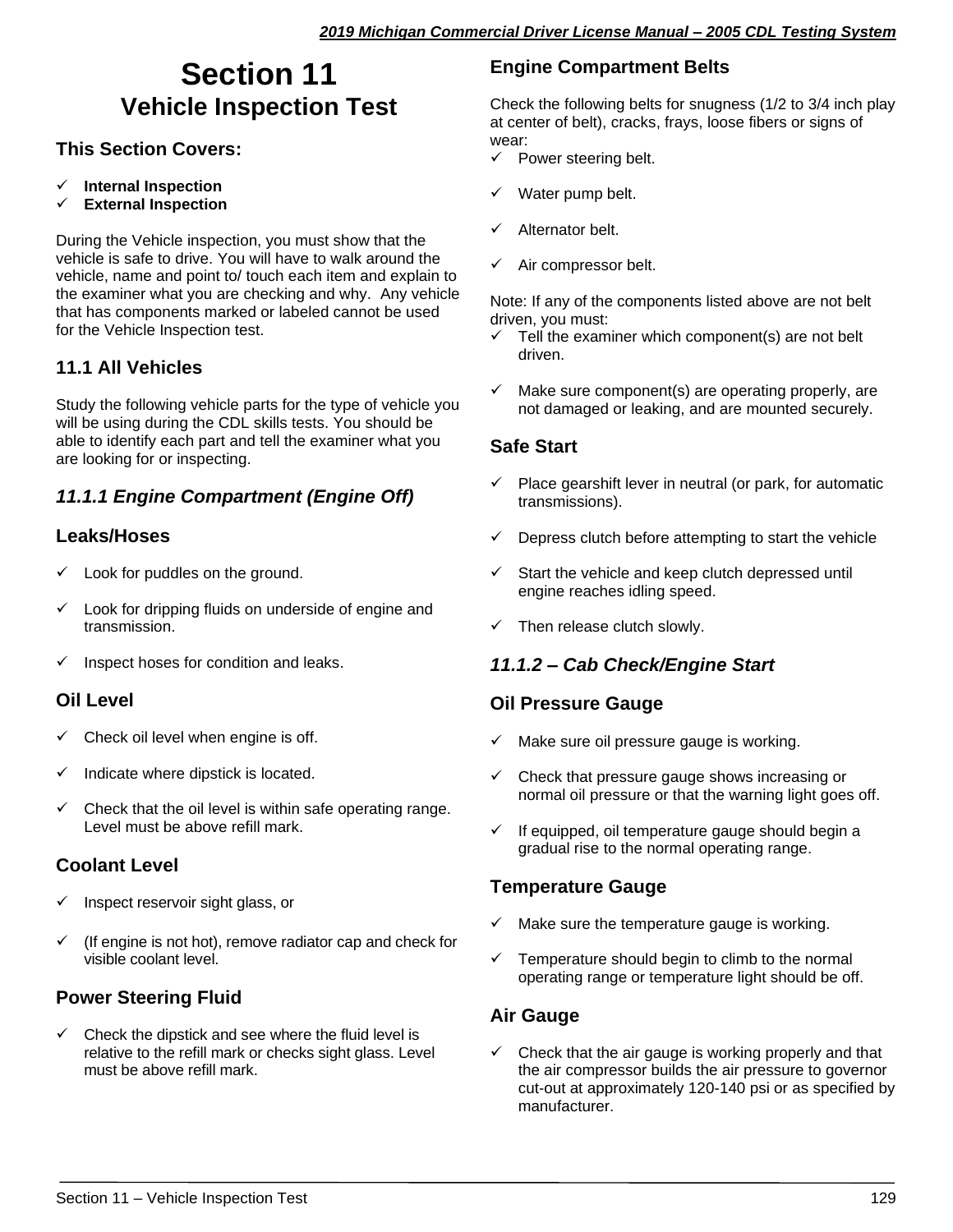# Section 11
## Vehicle Inspection Test

### This Section Covers:

- ✓ **Internal Inspection**
- ✓ **External Inspection**

During the Vehicle inspection, you must show that the vehicle is safe to drive. You will have to walk around the vehicle, name and point to/ touch each item and explain to the examiner what you are checking and why.  Any vehicle that has components marked or labeled cannot be used for the Vehicle Inspection test.

### 11.1 All Vehicles

Study the following vehicle parts for the type of vehicle you will be using during the CDL skills tests. You should be able to identify each part and tell the examiner what you are looking for or inspecting.

### *11.1.1 Engine Compartment (Engine Off)*

#### Leaks/Hoses

- ✓ Look for puddles on the ground.
- ✓ Look for dripping fluids on underside of engine and transmission.
- ✓ Inspect hoses for condition and leaks.

#### Oil Level

- ✓ Check oil level when engine is off.
- ✓ Indicate where dipstick is located.
- ✓ Check that the oil level is within safe operating range. Level must be above refill mark.

#### Coolant Level

- ✓ Inspect reservoir sight glass, or
- ✓ (If engine is not hot), remove radiator cap and check for visible coolant level.

#### Power Steering Fluid

- ✓ Check the dipstick and see where the fluid level is relative to the refill mark or checks sight glass. Level must be above refill mark.

#### Engine Compartment Belts

Check the following belts for snugness (1/2 to 3/4 inch play at center of belt), cracks, frays, loose fibers or signs of wear:

- ✓ Power steering belt.
- ✓ Water pump belt.
- ✓ Alternator belt.
- ✓ Air compressor belt.

Note: If any of the components listed above are not belt driven, you must:

- ✓ Tell the examiner which component(s) are not belt driven.
- ✓ Make sure component(s) are operating properly, are not damaged or leaking, and are mounted securely.

#### Safe Start

- ✓ Place gearshift lever in neutral (or park, for automatic transmissions).
- ✓ Depress clutch before attempting to start the vehicle
- ✓ Start the vehicle and keep clutch depressed until engine reaches idling speed.
- ✓ Then release clutch slowly.

### *11.1.2 – Cab Check/Engine Start*

#### Oil Pressure Gauge

- ✓ Make sure oil pressure gauge is working.
- ✓ Check that pressure gauge shows increasing or normal oil pressure or that the warning light goes off.
- ✓ If equipped, oil temperature gauge should begin a gradual rise to the normal operating range.

#### Temperature Gauge

- ✓ Make sure the temperature gauge is working.
- ✓ Temperature should begin to climb to the normal operating range or temperature light should be off.

#### Air Gauge

- ✓ Check that the air gauge is working properly and that the air compressor builds the air pressure to governor cut-out at approximately 120-140 psi or as specified by manufacturer.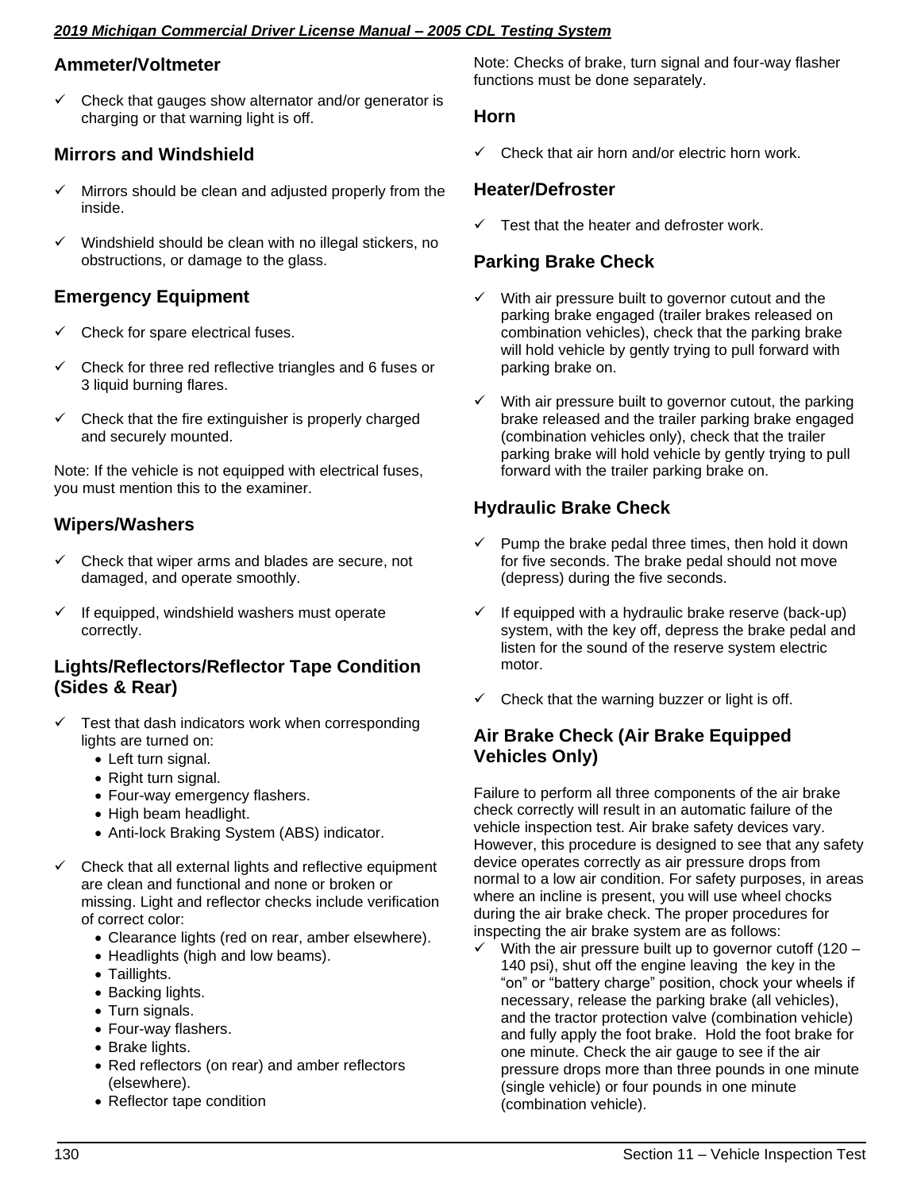## Ammeter/Voltmeter

- ✓ Check that gauges show alternator and/or generator is charging or that warning light is off.

## Mirrors and Windshield

- ✓ Mirrors should be clean and adjusted properly from the inside.
- ✓ Windshield should be clean with no illegal stickers, no obstructions, or damage to the glass.

## Emergency Equipment

- ✓ Check for spare electrical fuses.
- ✓ Check for three red reflective triangles and 6 fuses or 3 liquid burning flares.
- ✓ Check that the fire extinguisher is properly charged and securely mounted.

Note: If the vehicle is not equipped with electrical fuses, you must mention this to the examiner.

## Wipers/Washers

- ✓ Check that wiper arms and blades are secure, not damaged, and operate smoothly.
- ✓ If equipped, windshield washers must operate correctly.

## Lights/Reflectors/Reflector Tape Condition (Sides & Rear)

- ✓ Test that dash indicators work when corresponding lights are turned on:
  - Left turn signal.
  - Right turn signal.
  - Four-way emergency flashers.
  - High beam headlight.
  - Anti-lock Braking System (ABS) indicator.
- ✓ Check that all external lights and reflective equipment are clean and functional and none or broken or missing. Light and reflector checks include verification of correct color:
  - Clearance lights (red on rear, amber elsewhere).
  - Headlights (high and low beams).
  - Taillights.
  - Backing lights.
  - Turn signals.
  - Four-way flashers.
  - Brake lights.
  - Red reflectors (on rear) and amber reflectors (elsewhere).
  - Reflector tape condition

Note: Checks of brake, turn signal and four-way flasher functions must be done separately.

## Horn

- ✓ Check that air horn and/or electric horn work.

## Heater/Defroster

- ✓ Test that the heater and defroster work.

## Parking Brake Check

- ✓ With air pressure built to governor cutout and the parking brake engaged (trailer brakes released on combination vehicles), check that the parking brake will hold vehicle by gently trying to pull forward with parking brake on.
- ✓ With air pressure built to governor cutout, the parking brake released and the trailer parking brake engaged (combination vehicles only), check that the trailer parking brake will hold vehicle by gently trying to pull forward with the trailer parking brake on.

## Hydraulic Brake Check

- ✓ Pump the brake pedal three times, then hold it down for five seconds. The brake pedal should not move (depress) during the five seconds.
- ✓ If equipped with a hydraulic brake reserve (back-up) system, with the key off, depress the brake pedal and listen for the sound of the reserve system electric motor.
- ✓ Check that the warning buzzer or light is off.

## Air Brake Check (Air Brake Equipped Vehicles Only)

Failure to perform all three components of the air brake check correctly will result in an automatic failure of the vehicle inspection test. Air brake safety devices vary. However, this procedure is designed to see that any safety device operates correctly as air pressure drops from normal to a low air condition. For safety purposes, in areas where an incline is present, you will use wheel chocks during the air brake check. The proper procedures for inspecting the air brake system are as follows:

- ✓ With the air pressure built up to governor cutoff (120 – 140 psi), shut off the engine leaving the key in the "on" or "battery charge" position, chock your wheels if necessary, release the parking brake (all vehicles), and the tractor protection valve (combination vehicle) and fully apply the foot brake. Hold the foot brake for one minute. Check the air gauge to see if the air pressure drops more than three pounds in one minute (single vehicle) or four pounds in one minute (combination vehicle).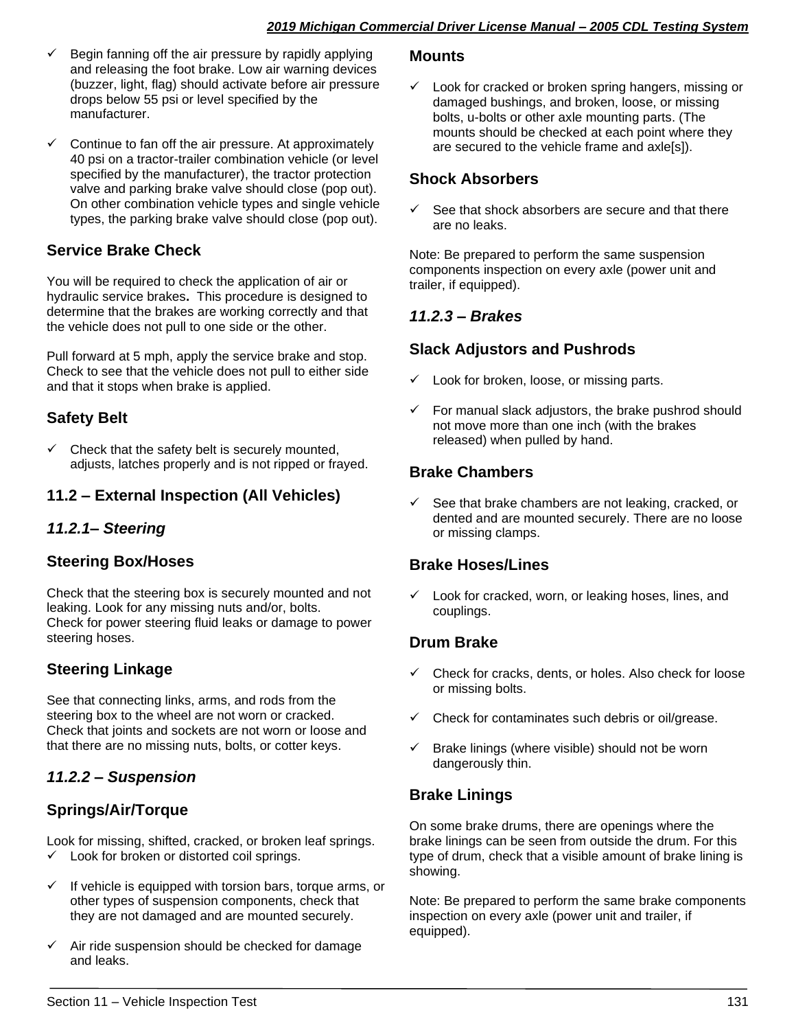- Begin fanning off the air pressure by rapidly applying and releasing the foot brake. Low air warning devices (buzzer, light, flag) should activate before air pressure drops below 55 psi or level specified by the manufacturer.
- Continue to fan off the air pressure. At approximately 40 psi on a tractor-trailer combination vehicle (or level specified by the manufacturer), the tractor protection valve and parking brake valve should close (pop out). On other combination vehicle types and single vehicle types, the parking brake valve should close (pop out).

### Service Brake Check

You will be required to check the application of air or hydraulic service brakes**.** This procedure is designed to determine that the brakes are working correctly and that the vehicle does not pull to one side or the other.

Pull forward at 5 mph, apply the service brake and stop. Check to see that the vehicle does not pull to either side and that it stops when brake is applied.

### Safety Belt

- Check that the safety belt is securely mounted, adjusts, latches properly and is not ripped or frayed.

## 11.2 – External Inspection (All Vehicles)

### *11.2.1– Steering*

### Steering Box/Hoses

Check that the steering box is securely mounted and not leaking. Look for any missing nuts and/or, bolts.
Check for power steering fluid leaks or damage to power steering hoses.

### Steering Linkage

See that connecting links, arms, and rods from the steering box to the wheel are not worn or cracked. Check that joints and sockets are not worn or loose and that there are no missing nuts, bolts, or cotter keys.

### *11.2.2 – Suspension*

### Springs/Air/Torque

Look for missing, shifted, cracked, or broken leaf springs.

- Look for broken or distorted coil springs.
- If vehicle is equipped with torsion bars, torque arms, or other types of suspension components, check that they are not damaged and are mounted securely.
- Air ride suspension should be checked for damage and leaks.

### Mounts

- Look for cracked or broken spring hangers, missing or damaged bushings, and broken, loose, or missing bolts, u-bolts or other axle mounting parts. (The mounts should be checked at each point where they are secured to the vehicle frame and axle[s]).

### Shock Absorbers

- See that shock absorbers are secure and that there are no leaks.

Note: Be prepared to perform the same suspension components inspection on every axle (power unit and trailer, if equipped).

### *11.2.3 – Brakes*

### Slack Adjustors and Pushrods

- Look for broken, loose, or missing parts.
- For manual slack adjustors, the brake pushrod should not move more than one inch (with the brakes released) when pulled by hand.

### Brake Chambers

- See that brake chambers are not leaking, cracked, or dented and are mounted securely. There are no loose or missing clamps.

### Brake Hoses/Lines

- Look for cracked, worn, or leaking hoses, lines, and couplings.

### Drum Brake

- Check for cracks, dents, or holes. Also check for loose or missing bolts.
- Check for contaminates such debris or oil/grease.
- Brake linings (where visible) should not be worn dangerously thin.

### Brake Linings

On some brake drums, there are openings where the brake linings can be seen from outside the drum. For this type of drum, check that a visible amount of brake lining is showing.

Note: Be prepared to perform the same brake components inspection on every axle (power unit and trailer, if equipped).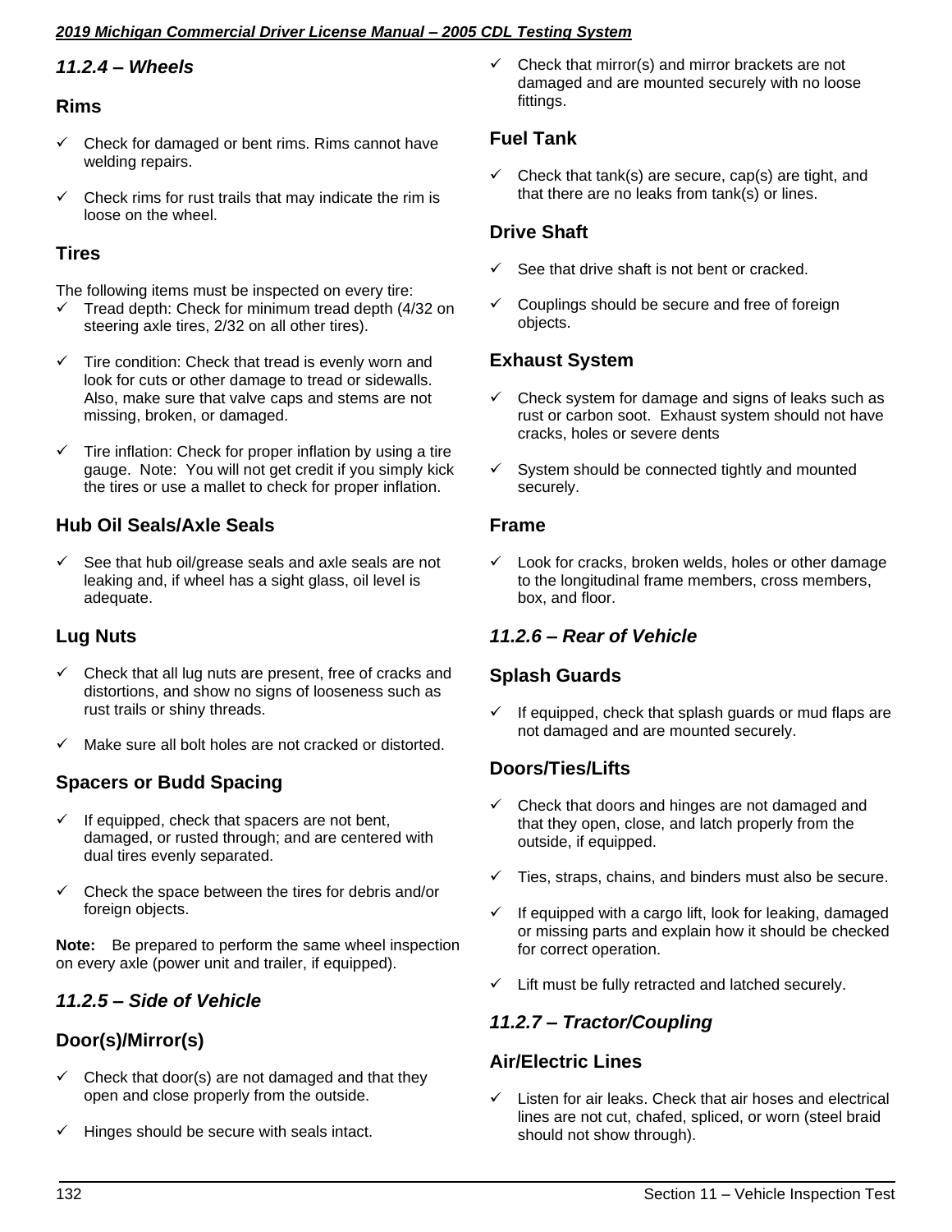### *11.2.4 – Wheels*

#### Rims

- ✓ Check for damaged or bent rims. Rims cannot have welding repairs.
- ✓ Check rims for rust trails that may indicate the rim is loose on the wheel.

#### Tires

The following items must be inspected on every tire:

- ✓ Tread depth: Check for minimum tread depth (4/32 on steering axle tires, 2/32 on all other tires).
- ✓ Tire condition: Check that tread is evenly worn and look for cuts or other damage to tread or sidewalls. Also, make sure that valve caps and stems are not missing, broken, or damaged.
- ✓ Tire inflation: Check for proper inflation by using a tire gauge. Note: You will not get credit if you simply kick the tires or use a mallet to check for proper inflation.

#### Hub Oil Seals/Axle Seals

- ✓ See that hub oil/grease seals and axle seals are not leaking and, if wheel has a sight glass, oil level is adequate.

#### Lug Nuts

- ✓ Check that all lug nuts are present, free of cracks and distortions, and show no signs of looseness such as rust trails or shiny threads.
- ✓ Make sure all bolt holes are not cracked or distorted.

#### Spacers or Budd Spacing

- ✓ If equipped, check that spacers are not bent, damaged, or rusted through; and are centered with dual tires evenly separated.
- ✓ Check the space between the tires for debris and/or foreign objects.

**Note:** Be prepared to perform the same wheel inspection on every axle (power unit and trailer, if equipped).

### *11.2.5 – Side of Vehicle*

#### Door(s)/Mirror(s)

- ✓ Check that door(s) are not damaged and that they open and close properly from the outside.
- ✓ Hinges should be secure with seals intact.
- ✓ Check that mirror(s) and mirror brackets are not damaged and are mounted securely with no loose fittings.

#### Fuel Tank

- ✓ Check that tank(s) are secure, cap(s) are tight, and that there are no leaks from tank(s) or lines.

#### Drive Shaft

- ✓ See that drive shaft is not bent or cracked.
- ✓ Couplings should be secure and free of foreign objects.

#### Exhaust System

- ✓ Check system for damage and signs of leaks such as rust or carbon soot. Exhaust system should not have cracks, holes or severe dents
- ✓ System should be connected tightly and mounted securely.

#### Frame

- ✓ Look for cracks, broken welds, holes or other damage to the longitudinal frame members, cross members, box, and floor.

### *11.2.6 – Rear of Vehicle*

#### Splash Guards

- ✓ If equipped, check that splash guards or mud flaps are not damaged and are mounted securely.

#### Doors/Ties/Lifts

- ✓ Check that doors and hinges are not damaged and that they open, close, and latch properly from the outside, if equipped.
- ✓ Ties, straps, chains, and binders must also be secure.
- ✓ If equipped with a cargo lift, look for leaking, damaged or missing parts and explain how it should be checked for correct operation.
- ✓ Lift must be fully retracted and latched securely.

### *11.2.7 – Tractor/Coupling*

#### Air/Electric Lines

- ✓ Listen for air leaks. Check that air hoses and electrical lines are not cut, chafed, spliced, or worn (steel braid should not show through).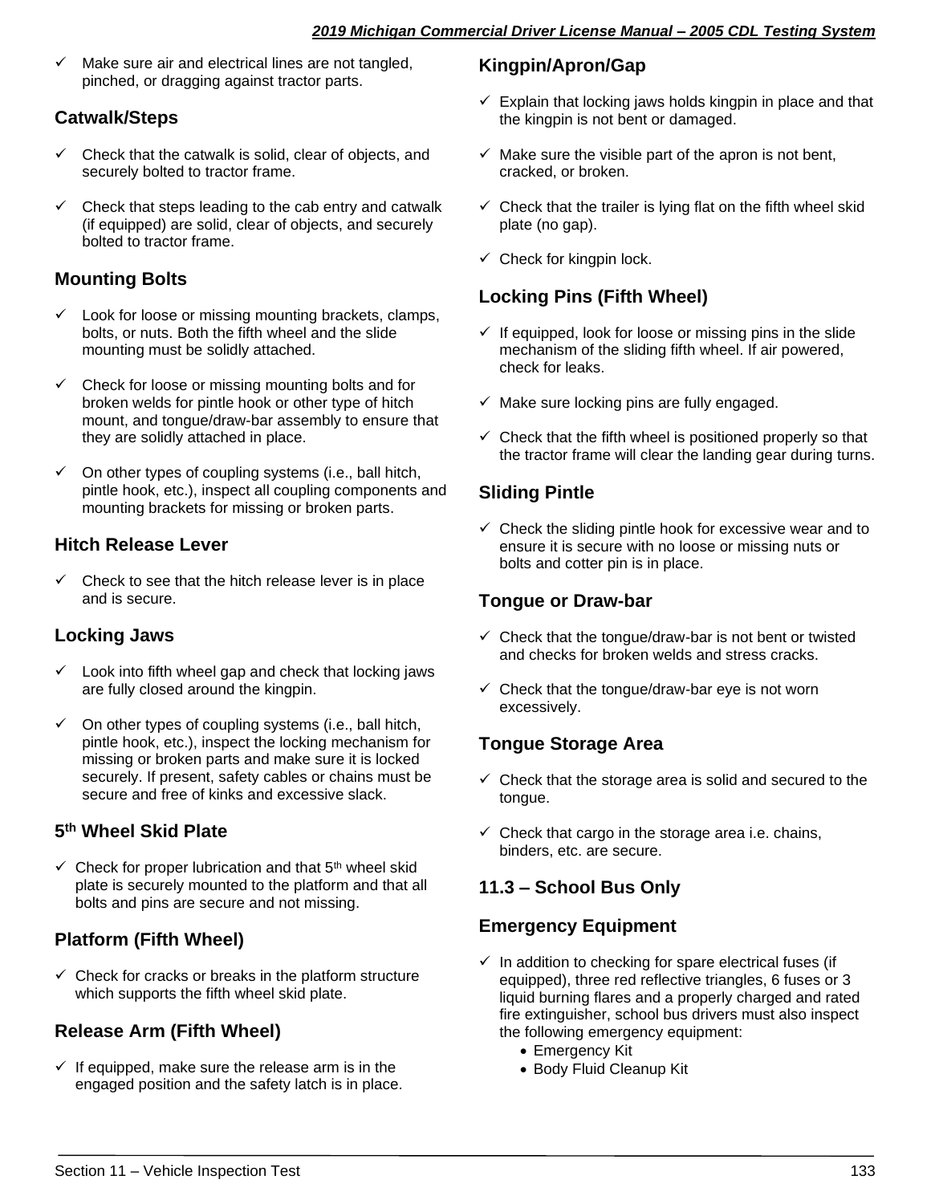- ✓ Make sure air and electrical lines are not tangled, pinched, or dragging against tractor parts.

### Catwalk/Steps

- ✓ Check that the catwalk is solid, clear of objects, and securely bolted to tractor frame.
- ✓ Check that steps leading to the cab entry and catwalk (if equipped) are solid, clear of objects, and securely bolted to tractor frame.

### Mounting Bolts

- ✓ Look for loose or missing mounting brackets, clamps, bolts, or nuts. Both the fifth wheel and the slide mounting must be solidly attached.
- ✓ Check for loose or missing mounting bolts and for broken welds for pintle hook or other type of hitch mount, and tongue/draw-bar assembly to ensure that they are solidly attached in place.
- ✓ On other types of coupling systems (i.e., ball hitch, pintle hook, etc.), inspect all coupling components and mounting brackets for missing or broken parts.

### Hitch Release Lever

- ✓ Check to see that the hitch release lever is in place and is secure.

### Locking Jaws

- ✓ Look into fifth wheel gap and check that locking jaws are fully closed around the kingpin.
- ✓ On other types of coupling systems (i.e., ball hitch, pintle hook, etc.), inspect the locking mechanism for missing or broken parts and make sure it is locked securely. If present, safety cables or chains must be secure and free of kinks and excessive slack.

### 5th Wheel Skid Plate

- ✓ Check for proper lubrication and that 5th wheel skid plate is securely mounted to the platform and that all bolts and pins are secure and not missing.

### Platform (Fifth Wheel)

- ✓ Check for cracks or breaks in the platform structure which supports the fifth wheel skid plate.

### Release Arm (Fifth Wheel)

- ✓ If equipped, make sure the release arm is in the engaged position and the safety latch is in place.

### Kingpin/Apron/Gap

- ✓ Explain that locking jaws holds kingpin in place and that the kingpin is not bent or damaged.
- ✓ Make sure the visible part of the apron is not bent, cracked, or broken.
- ✓ Check that the trailer is lying flat on the fifth wheel skid plate (no gap).
- ✓ Check for kingpin lock.

### Locking Pins (Fifth Wheel)

- ✓ If equipped, look for loose or missing pins in the slide mechanism of the sliding fifth wheel. If air powered, check for leaks.
- ✓ Make sure locking pins are fully engaged.
- ✓ Check that the fifth wheel is positioned properly so that the tractor frame will clear the landing gear during turns.

### Sliding Pintle

- ✓ Check the sliding pintle hook for excessive wear and to ensure it is secure with no loose or missing nuts or bolts and cotter pin is in place.

### Tongue or Draw-bar

- ✓ Check that the tongue/draw-bar is not bent or twisted and checks for broken welds and stress cracks.
- ✓ Check that the tongue/draw-bar eye is not worn excessively.

### Tongue Storage Area

- ✓ Check that the storage area is solid and secured to the tongue.
- ✓ Check that cargo in the storage area i.e. chains, binders, etc. are secure.

## 11.3 – School Bus Only

### Emergency Equipment

- ✓ In addition to checking for spare electrical fuses (if equipped), three red reflective triangles, 6 fuses or 3 liquid burning flares and a properly charged and rated fire extinguisher, school bus drivers must also inspect the following emergency equipment:
  - Emergency Kit
  - Body Fluid Cleanup Kit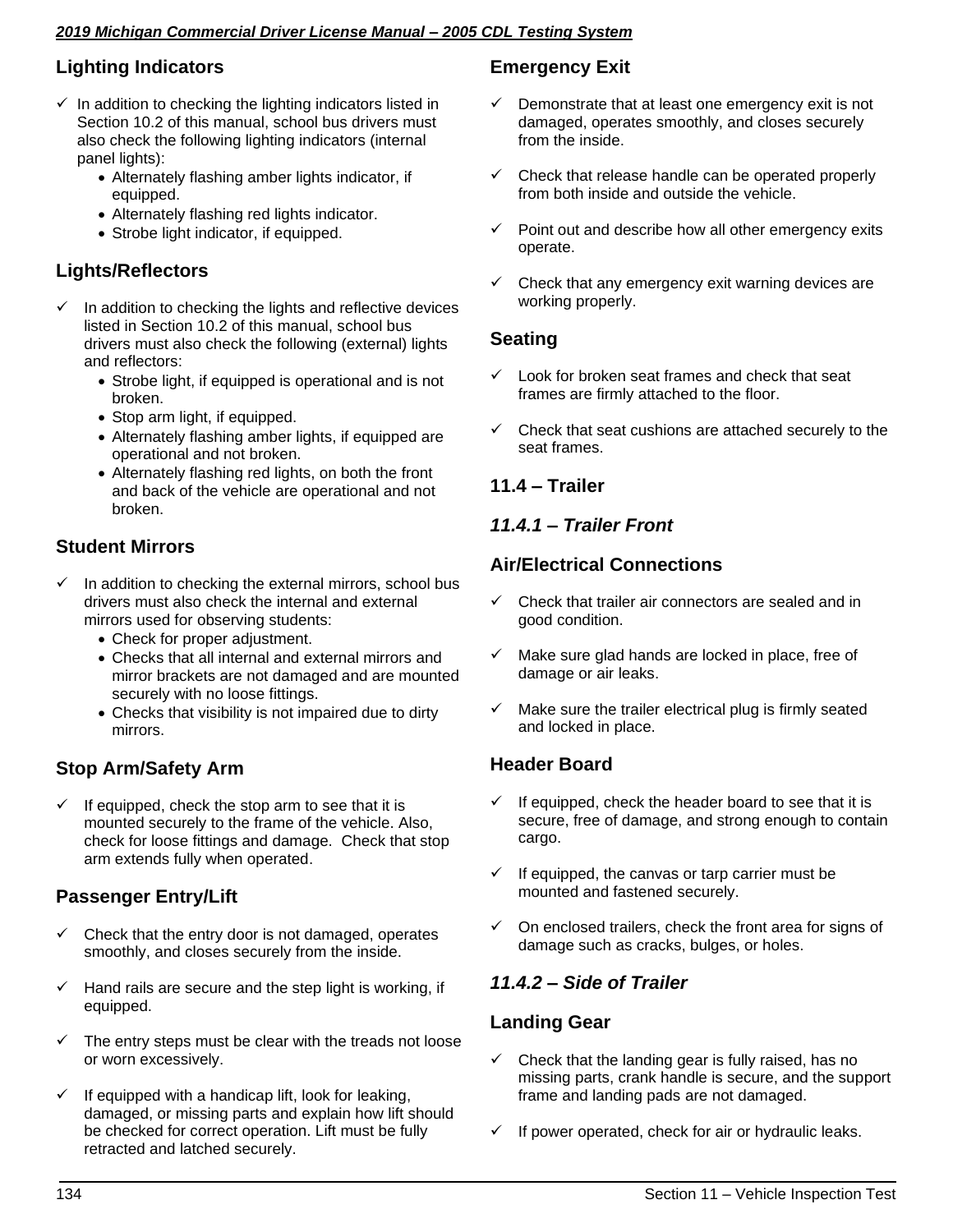### Lighting Indicators

- ✓ In addition to checking the lighting indicators listed in Section 10.2 of this manual, school bus drivers must also check the following lighting indicators (internal panel lights):
  - Alternately flashing amber lights indicator, if equipped.
  - Alternately flashing red lights indicator.
  - Strobe light indicator, if equipped.

### Lights/Reflectors

- ✓ In addition to checking the lights and reflective devices listed in Section 10.2 of this manual, school bus drivers must also check the following (external) lights and reflectors:
  - Strobe light, if equipped is operational and is not broken.
  - Stop arm light, if equipped.
  - Alternately flashing amber lights, if equipped are operational and not broken.
  - Alternately flashing red lights, on both the front and back of the vehicle are operational and not broken.

### Student Mirrors

- ✓ In addition to checking the external mirrors, school bus drivers must also check the internal and external mirrors used for observing students:
  - Check for proper adjustment.
  - Checks that all internal and external mirrors and mirror brackets are not damaged and are mounted securely with no loose fittings.
  - Checks that visibility is not impaired due to dirty mirrors.

### Stop Arm/Safety Arm

- ✓ If equipped, check the stop arm to see that it is mounted securely to the frame of the vehicle. Also, check for loose fittings and damage. Check that stop arm extends fully when operated.

### Passenger Entry/Lift

- ✓ Check that the entry door is not damaged, operates smoothly, and closes securely from the inside.
- ✓ Hand rails are secure and the step light is working, if equipped.
- ✓ The entry steps must be clear with the treads not loose or worn excessively.
- ✓ If equipped with a handicap lift, look for leaking, damaged, or missing parts and explain how lift should be checked for correct operation. Lift must be fully retracted and latched securely.

### Emergency Exit

- ✓ Demonstrate that at least one emergency exit is not damaged, operates smoothly, and closes securely from the inside.
- ✓ Check that release handle can be operated properly from both inside and outside the vehicle.
- ✓ Point out and describe how all other emergency exits operate.
- ✓ Check that any emergency exit warning devices are working properly.

### Seating

- ✓ Look for broken seat frames and check that seat frames are firmly attached to the floor.
- ✓ Check that seat cushions are attached securely to the seat frames.

## 11.4 – Trailer

### *11.4.1 – Trailer Front*

### Air/Electrical Connections

- ✓ Check that trailer air connectors are sealed and in good condition.
- ✓ Make sure glad hands are locked in place, free of damage or air leaks.
- ✓ Make sure the trailer electrical plug is firmly seated and locked in place.

### Header Board

- ✓ If equipped, check the header board to see that it is secure, free of damage, and strong enough to contain cargo.
- ✓ If equipped, the canvas or tarp carrier must be mounted and fastened securely.
- ✓ On enclosed trailers, check the front area for signs of damage such as cracks, bulges, or holes.

### *11.4.2 – Side of Trailer*

### Landing Gear

- ✓ Check that the landing gear is fully raised, has no missing parts, crank handle is secure, and the support frame and landing pads are not damaged.
- ✓ If power operated, check for air or hydraulic leaks.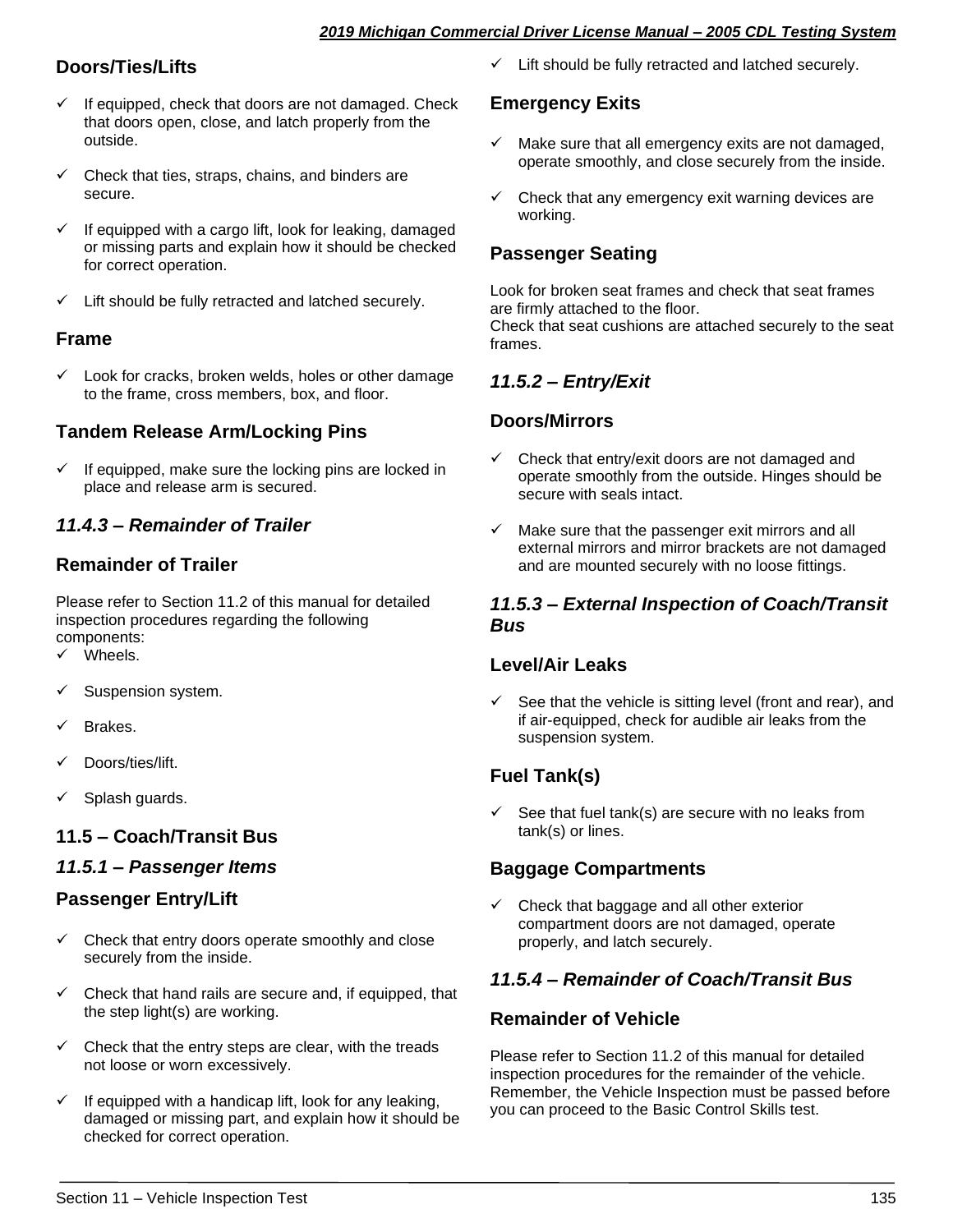### Doors/Ties/Lifts

- ✓ If equipped, check that doors are not damaged. Check that doors open, close, and latch properly from the outside.
- ✓ Check that ties, straps, chains, and binders are secure.
- ✓ If equipped with a cargo lift, look for leaking, damaged or missing parts and explain how it should be checked for correct operation.
- ✓ Lift should be fully retracted and latched securely.

### Frame

- ✓ Look for cracks, broken welds, holes or other damage to the frame, cross members, box, and floor.

### Tandem Release Arm/Locking Pins

- ✓ If equipped, make sure the locking pins are locked in place and release arm is secured.

### *11.4.3 – Remainder of Trailer*

### Remainder of Trailer

Please refer to Section 11.2 of this manual for detailed inspection procedures regarding the following components:

- ✓ Wheels.
- ✓ Suspension system.
- ✓ Brakes.
- ✓ Doors/ties/lift.
- ✓ Splash guards.

## 11.5 – Coach/Transit Bus

### *11.5.1 – Passenger Items*

### Passenger Entry/Lift

- ✓ Check that entry doors operate smoothly and close securely from the inside.
- ✓ Check that hand rails are secure and, if equipped, that the step light(s) are working.
- ✓ Check that the entry steps are clear, with the treads not loose or worn excessively.
- ✓ If equipped with a handicap lift, look for any leaking, damaged or missing part, and explain how it should be checked for correct operation.
- ✓ Lift should be fully retracted and latched securely.

### Emergency Exits

- ✓ Make sure that all emergency exits are not damaged, operate smoothly, and close securely from the inside.
- ✓ Check that any emergency exit warning devices are working.

### Passenger Seating

Look for broken seat frames and check that seat frames are firmly attached to the floor.
Check that seat cushions are attached securely to the seat frames.

### *11.5.2 – Entry/Exit*

### Doors/Mirrors

- ✓ Check that entry/exit doors are not damaged and operate smoothly from the outside. Hinges should be secure with seals intact.
- ✓ Make sure that the passenger exit mirrors and all external mirrors and mirror brackets are not damaged and are mounted securely with no loose fittings.

### *11.5.3 – External Inspection of Coach/Transit Bus*

### Level/Air Leaks

- ✓ See that the vehicle is sitting level (front and rear), and if air-equipped, check for audible air leaks from the suspension system.

### Fuel Tank(s)

- ✓ See that fuel tank(s) are secure with no leaks from tank(s) or lines.

### Baggage Compartments

- ✓ Check that baggage and all other exterior compartment doors are not damaged, operate properly, and latch securely.

### *11.5.4 – Remainder of Coach/Transit Bus*

### Remainder of Vehicle

Please refer to Section 11.2 of this manual for detailed inspection procedures for the remainder of the vehicle. Remember, the Vehicle Inspection must be passed before you can proceed to the Basic Control Skills test.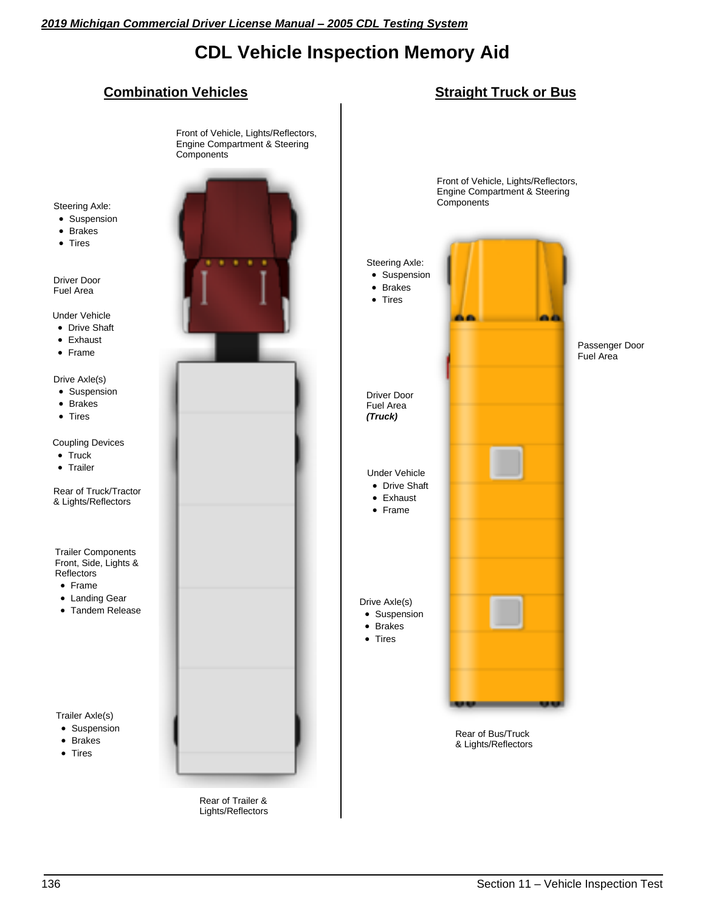# CDL Vehicle Inspection Memory Aid

## Combination Vehicles

Front of Vehicle, Lights/Reflectors, Engine Compartment & Steering Components

Steering Axle:

- Suspension
- Brakes
- Tires

Driver Door
Fuel Area

Under Vehicle

- Drive Shaft
- Exhaust
- Frame

Drive Axle(s)

- Suspension
- Brakes
- Tires

Coupling Devices

- Truck
- Trailer

Rear of Truck/Tractor & Lights/Reflectors

Trailer Components Front, Side, Lights & Reflectors

- Frame
- Landing Gear
- Tandem Release

Trailer Axle(s)

- Suspension
- Brakes
- Tires

Rear of Trailer & Lights/Reflectors

## Straight Truck or Bus

Front of Vehicle, Lights/Reflectors, Engine Compartment & Steering Components

Steering Axle:

- Suspension
- Brakes
- Tires

Passenger Door
Fuel Area

Driver Door
Fuel Area
***(Truck)***

Under Vehicle

- Drive Shaft
- Exhaust
- Frame

Drive Axle(s)

- Suspension
- Brakes
- Tires

Rear of Bus/Truck & Lights/Reflectors